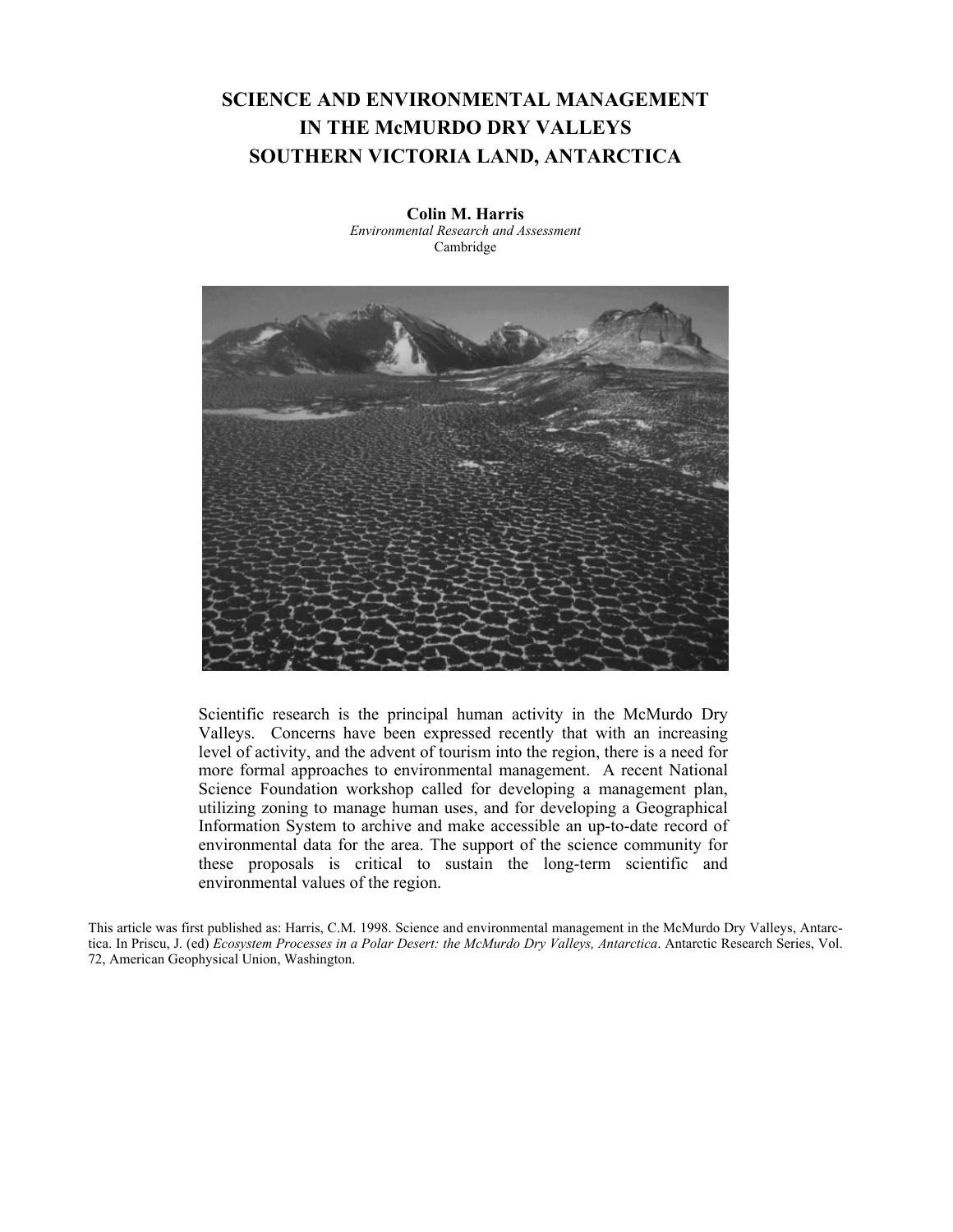# SCIENCE AND ENVIRONMENTAL MANAGEMENT IN THE McMURDO DRY VALLEYS SOUTHERN VICTORIA LAND, ANTARCTICA

**Colin M. Harris**
*Environmental Research and Assessment*
Cambridge

Scientific research is the principal human activity in the McMurdo Dry Valleys. Concerns have been expressed recently that with an increasing level of activity, and the advent of tourism into the region, there is a need for more formal approaches to environmental management. A recent National Science Foundation workshop called for developing a management plan, utilizing zoning to manage human uses, and for developing a Geographical Information System to archive and make accessible an up-to-date record of environmental data for the area. The support of the science community for these proposals is critical to sustain the long-term scientific and environmental values of the region.

This article was first published as: Harris, C.M. 1998. Science and environmental management in the McMurdo Dry Valleys, Antarctica. In Priscu, J. (ed) *Ecosystem Processes in a Polar Desert: the McMurdo Dry Valleys, Antarctica*. Antarctic Research Series, Vol. 72, American Geophysical Union, Washington.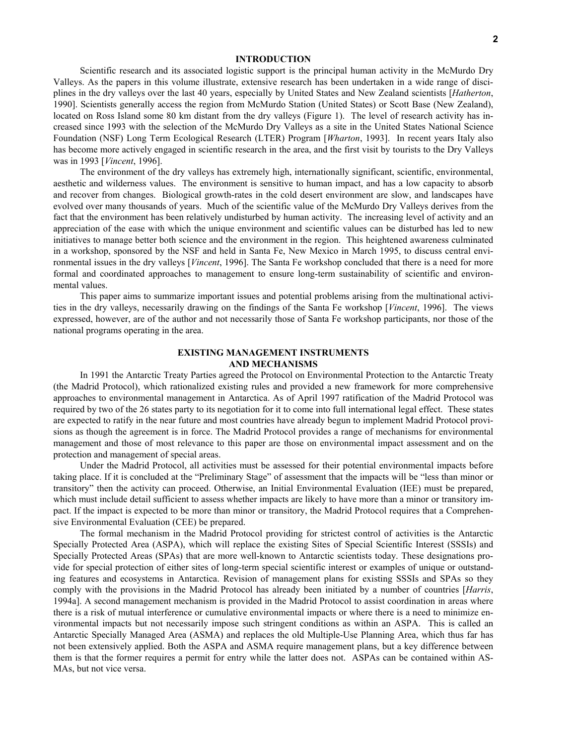## INTRODUCTION

Scientific research and its associated logistic support is the principal human activity in the McMurdo Dry Valleys. As the papers in this volume illustrate, extensive research has been undertaken in a wide range of disciplines in the dry valleys over the last 40 years, especially by United States and New Zealand scientists [*Hatherton*, 1990]. Scientists generally access the region from McMurdo Station (United States) or Scott Base (New Zealand), located on Ross Island some 80 km distant from the dry valleys (Figure 1). The level of research activity has increased since 1993 with the selection of the McMurdo Dry Valleys as a site in the United States National Science Foundation (NSF) Long Term Ecological Research (LTER) Program [*Wharton*, 1993]. In recent years Italy also has become more actively engaged in scientific research in the area, and the first visit by tourists to the Dry Valleys was in 1993 [*Vincent*, 1996].

The environment of the dry valleys has extremely high, internationally significant, scientific, environmental, aesthetic and wilderness values. The environment is sensitive to human impact, and has a low capacity to absorb and recover from changes. Biological growth-rates in the cold desert environment are slow, and landscapes have evolved over many thousands of years. Much of the scientific value of the McMurdo Dry Valleys derives from the fact that the environment has been relatively undisturbed by human activity. The increasing level of activity and an appreciation of the ease with which the unique environment and scientific values can be disturbed has led to new initiatives to manage better both science and the environment in the region. This heightened awareness culminated in a workshop, sponsored by the NSF and held in Santa Fe, New Mexico in March 1995, to discuss central environmental issues in the dry valleys [*Vincent*, 1996]. The Santa Fe workshop concluded that there is a need for more formal and coordinated approaches to management to ensure long-term sustainability of scientific and environmental values.

This paper aims to summarize important issues and potential problems arising from the multinational activities in the dry valleys, necessarily drawing on the findings of the Santa Fe workshop [*Vincent*, 1996]. The views expressed, however, are of the author and not necessarily those of Santa Fe workshop participants, nor those of the national programs operating in the area.

## EXISTING MANAGEMENT INSTRUMENTS AND MECHANISMS

In 1991 the Antarctic Treaty Parties agreed the Protocol on Environmental Protection to the Antarctic Treaty (the Madrid Protocol), which rationalized existing rules and provided a new framework for more comprehensive approaches to environmental management in Antarctica. As of April 1997 ratification of the Madrid Protocol was required by two of the 26 states party to its negotiation for it to come into full international legal effect. These states are expected to ratify in the near future and most countries have already begun to implement Madrid Protocol provisions as though the agreement is in force. The Madrid Protocol provides a range of mechanisms for environmental management and those of most relevance to this paper are those on environmental impact assessment and on the protection and management of special areas.

Under the Madrid Protocol, all activities must be assessed for their potential environmental impacts before taking place. If it is concluded at the "Preliminary Stage" of assessment that the impacts will be "less than minor or transitory" then the activity can proceed. Otherwise, an Initial Environmental Evaluation (IEE) must be prepared, which must include detail sufficient to assess whether impacts are likely to have more than a minor or transitory impact. If the impact is expected to be more than minor or transitory, the Madrid Protocol requires that a Comprehensive Environmental Evaluation (CEE) be prepared.

The formal mechanism in the Madrid Protocol providing for strictest control of activities is the Antarctic Specially Protected Area (ASPA), which will replace the existing Sites of Special Scientific Interest (SSSIs) and Specially Protected Areas (SPAs) that are more well-known to Antarctic scientists today. These designations provide for special protection of either sites of long-term special scientific interest or examples of unique or outstanding features and ecosystems in Antarctica. Revision of management plans for existing SSSIs and SPAs so they comply with the provisions in the Madrid Protocol has already been initiated by a number of countries [*Harris*, 1994a]. A second management mechanism is provided in the Madrid Protocol to assist coordination in areas where there is a risk of mutual interference or cumulative environmental impacts or where there is a need to minimize environmental impacts but not necessarily impose such stringent conditions as within an ASPA. This is called an Antarctic Specially Managed Area (ASMA) and replaces the old Multiple-Use Planning Area, which thus far has not been extensively applied. Both the ASPA and ASMA require management plans, but a key difference between them is that the former requires a permit for entry while the latter does not. ASPAs can be contained within ASMAs, but not vice versa.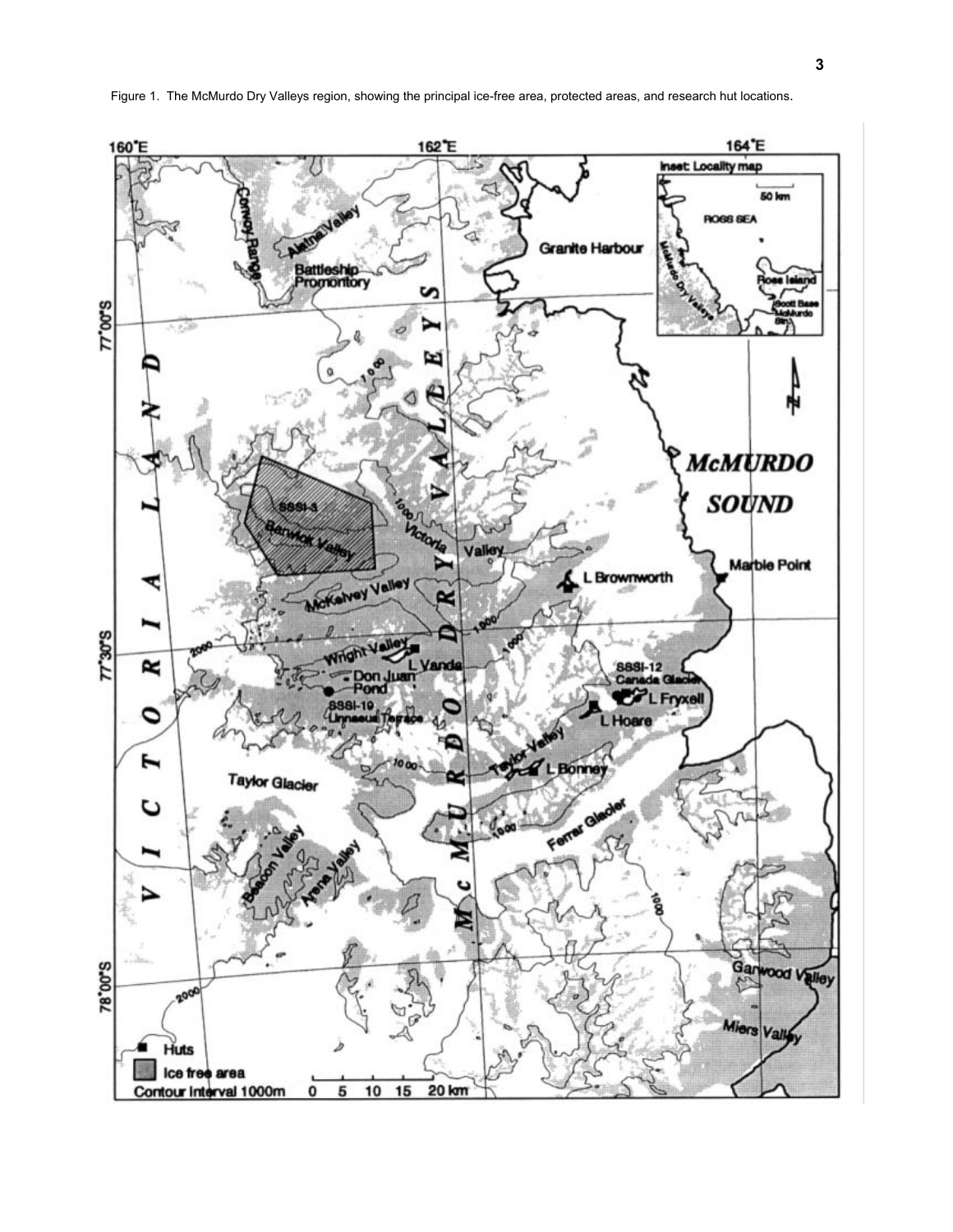Figure 1. The McMurdo Dry Valleys region, showing the principal ice-free area, protected areas, and research hut locations.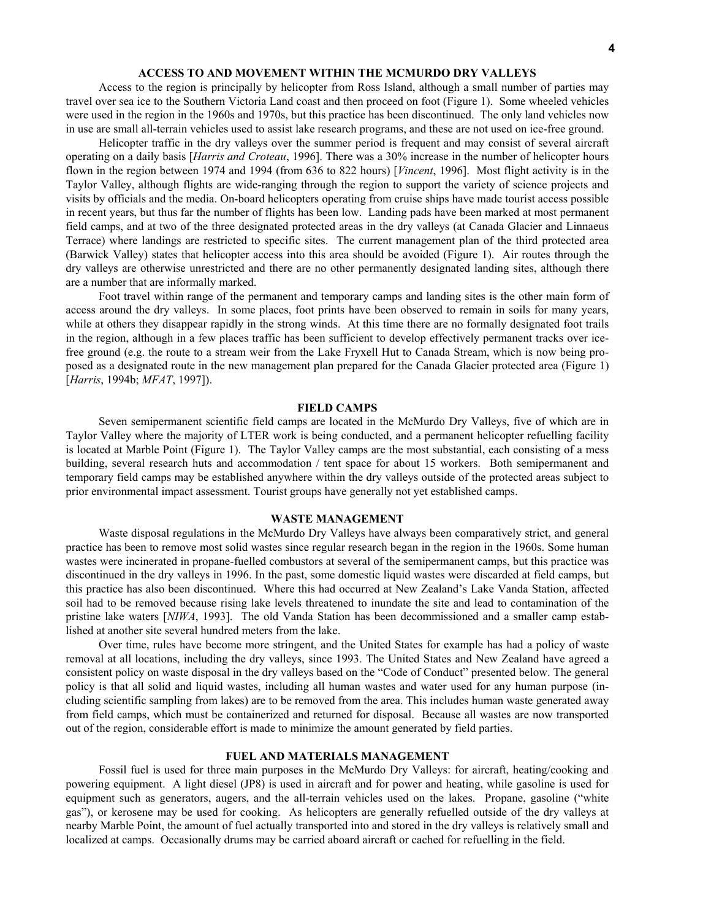## ACCESS TO AND MOVEMENT WITHIN THE MCMURDO DRY VALLEYS

Access to the region is principally by helicopter from Ross Island, although a small number of parties may travel over sea ice to the Southern Victoria Land coast and then proceed on foot (Figure 1). Some wheeled vehicles were used in the region in the 1960s and 1970s, but this practice has been discontinued. The only land vehicles now in use are small all-terrain vehicles used to assist lake research programs, and these are not used on ice-free ground.

Helicopter traffic in the dry valleys over the summer period is frequent and may consist of several aircraft operating on a daily basis [*Harris and Croteau*, 1996]. There was a 30% increase in the number of helicopter hours flown in the region between 1974 and 1994 (from 636 to 822 hours) [*Vincent*, 1996]. Most flight activity is in the Taylor Valley, although flights are wide-ranging through the region to support the variety of science projects and visits by officials and the media. On-board helicopters operating from cruise ships have made tourist access possible in recent years, but thus far the number of flights has been low. Landing pads have been marked at most permanent field camps, and at two of the three designated protected areas in the dry valleys (at Canada Glacier and Linnaeus Terrace) where landings are restricted to specific sites. The current management plan of the third protected area (Barwick Valley) states that helicopter access into this area should be avoided (Figure 1). Air routes through the dry valleys are otherwise unrestricted and there are no other permanently designated landing sites, although there are a number that are informally marked.

Foot travel within range of the permanent and temporary camps and landing sites is the other main form of access around the dry valleys. In some places, foot prints have been observed to remain in soils for many years, while at others they disappear rapidly in the strong winds. At this time there are no formally designated foot trails in the region, although in a few places traffic has been sufficient to develop effectively permanent tracks over ice-free ground (e.g. the route to a stream weir from the Lake Fryxell Hut to Canada Stream, which is now being proposed as a designated route in the new management plan prepared for the Canada Glacier protected area (Figure 1) [*Harris*, 1994b; *MFAT*, 1997]).

## FIELD CAMPS

Seven semipermanent scientific field camps are located in the McMurdo Dry Valleys, five of which are in Taylor Valley where the majority of LTER work is being conducted, and a permanent helicopter refuelling facility is located at Marble Point (Figure 1). The Taylor Valley camps are the most substantial, each consisting of a mess building, several research huts and accommodation / tent space for about 15 workers. Both semipermanent and temporary field camps may be established anywhere within the dry valleys outside of the protected areas subject to prior environmental impact assessment. Tourist groups have generally not yet established camps.

## WASTE MANAGEMENT

Waste disposal regulations in the McMurdo Dry Valleys have always been comparatively strict, and general practice has been to remove most solid wastes since regular research began in the region in the 1960s. Some human wastes were incinerated in propane-fuelled combustors at several of the semipermanent camps, but this practice was discontinued in the dry valleys in 1996. In the past, some domestic liquid wastes were discarded at field camps, but this practice has also been discontinued. Where this had occurred at New Zealand's Lake Vanda Station, affected soil had to be removed because rising lake levels threatened to inundate the site and lead to contamination of the pristine lake waters [*NIWA*, 1993]. The old Vanda Station has been decommissioned and a smaller camp established at another site several hundred meters from the lake.

Over time, rules have become more stringent, and the United States for example has had a policy of waste removal at all locations, including the dry valleys, since 1993. The United States and New Zealand have agreed a consistent policy on waste disposal in the dry valleys based on the "Code of Conduct" presented below. The general policy is that all solid and liquid wastes, including all human wastes and water used for any human purpose (including scientific sampling from lakes) are to be removed from the area. This includes human waste generated away from field camps, which must be containerized and returned for disposal. Because all wastes are now transported out of the region, considerable effort is made to minimize the amount generated by field parties.

## FUEL AND MATERIALS MANAGEMENT

Fossil fuel is used for three main purposes in the McMurdo Dry Valleys: for aircraft, heating/cooking and powering equipment. A light diesel (JP8) is used in aircraft and for power and heating, while gasoline is used for equipment such as generators, augers, and the all-terrain vehicles used on the lakes. Propane, gasoline ("white gas"), or kerosene may be used for cooking. As helicopters are generally refuelled outside of the dry valleys at nearby Marble Point, the amount of fuel actually transported into and stored in the dry valleys is relatively small and localized at camps. Occasionally drums may be carried aboard aircraft or cached for refuelling in the field.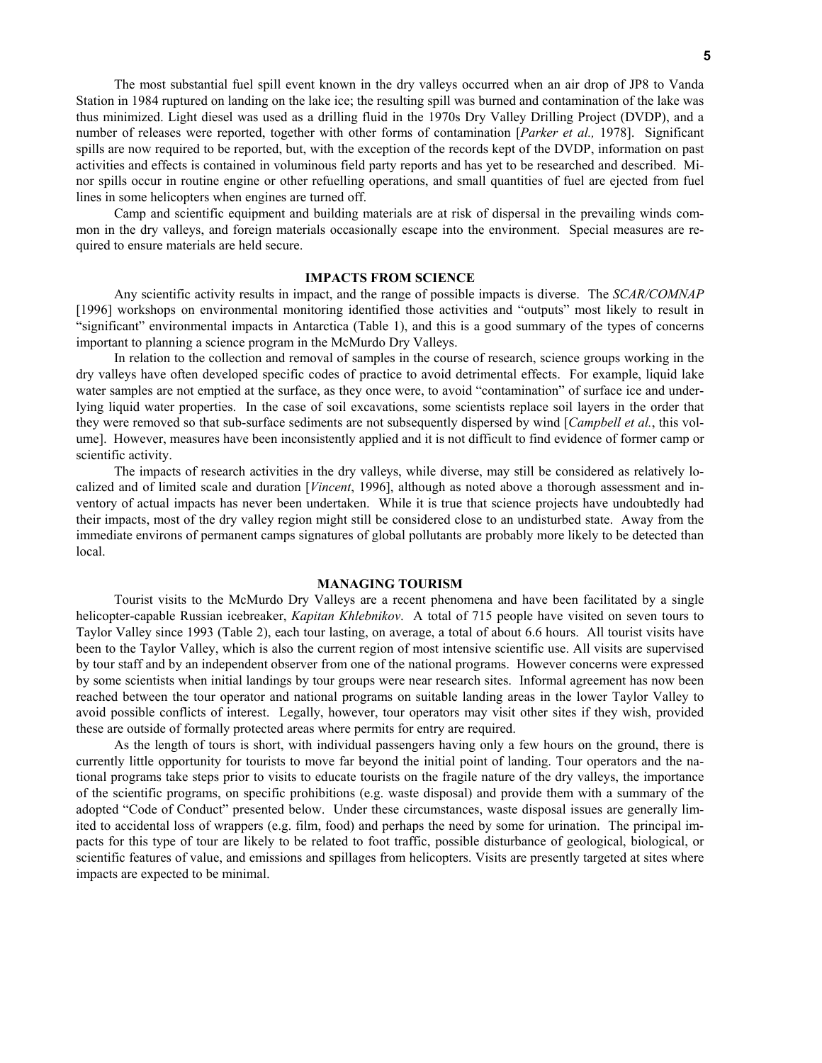The most substantial fuel spill event known in the dry valleys occurred when an air drop of JP8 to Vanda Station in 1984 ruptured on landing on the lake ice; the resulting spill was burned and contamination of the lake was thus minimized. Light diesel was used as a drilling fluid in the 1970s Dry Valley Drilling Project (DVDP), and a number of releases were reported, together with other forms of contamination [*Parker et al.,* 1978]. Significant spills are now required to be reported, but, with the exception of the records kept of the DVDP, information on past activities and effects is contained in voluminous field party reports and has yet to be researched and described. Minor spills occur in routine engine or other refuelling operations, and small quantities of fuel are ejected from fuel lines in some helicopters when engines are turned off.

Camp and scientific equipment and building materials are at risk of dispersal in the prevailing winds common in the dry valleys, and foreign materials occasionally escape into the environment. Special measures are required to ensure materials are held secure.

## IMPACTS FROM SCIENCE

Any scientific activity results in impact, and the range of possible impacts is diverse. The *SCAR/COMNAP* [1996] workshops on environmental monitoring identified those activities and "outputs" most likely to result in "significant" environmental impacts in Antarctica (Table 1), and this is a good summary of the types of concerns important to planning a science program in the McMurdo Dry Valleys.

In relation to the collection and removal of samples in the course of research, science groups working in the dry valleys have often developed specific codes of practice to avoid detrimental effects. For example, liquid lake water samples are not emptied at the surface, as they once were, to avoid "contamination" of surface ice and underlying liquid water properties. In the case of soil excavations, some scientists replace soil layers in the order that they were removed so that sub-surface sediments are not subsequently dispersed by wind [*Campbell et al.*, this volume]. However, measures have been inconsistently applied and it is not difficult to find evidence of former camp or scientific activity.

The impacts of research activities in the dry valleys, while diverse, may still be considered as relatively localized and of limited scale and duration [*Vincent*, 1996], although as noted above a thorough assessment and inventory of actual impacts has never been undertaken. While it is true that science projects have undoubtedly had their impacts, most of the dry valley region might still be considered close to an undisturbed state. Away from the immediate environs of permanent camps signatures of global pollutants are probably more likely to be detected than local.

## MANAGING TOURISM

Tourist visits to the McMurdo Dry Valleys are a recent phenomena and have been facilitated by a single helicopter-capable Russian icebreaker, *Kapitan Khlebnikov*. A total of 715 people have visited on seven tours to Taylor Valley since 1993 (Table 2), each tour lasting, on average, a total of about 6.6 hours. All tourist visits have been to the Taylor Valley, which is also the current region of most intensive scientific use. All visits are supervised by tour staff and by an independent observer from one of the national programs. However concerns were expressed by some scientists when initial landings by tour groups were near research sites. Informal agreement has now been reached between the tour operator and national programs on suitable landing areas in the lower Taylor Valley to avoid possible conflicts of interest. Legally, however, tour operators may visit other sites if they wish, provided these are outside of formally protected areas where permits for entry are required.

As the length of tours is short, with individual passengers having only a few hours on the ground, there is currently little opportunity for tourists to move far beyond the initial point of landing. Tour operators and the national programs take steps prior to visits to educate tourists on the fragile nature of the dry valleys, the importance of the scientific programs, on specific prohibitions (e.g. waste disposal) and provide them with a summary of the adopted "Code of Conduct" presented below. Under these circumstances, waste disposal issues are generally limited to accidental loss of wrappers (e.g. film, food) and perhaps the need by some for urination. The principal impacts for this type of tour are likely to be related to foot traffic, possible disturbance of geological, biological, or scientific features of value, and emissions and spillages from helicopters. Visits are presently targeted at sites where impacts are expected to be minimal.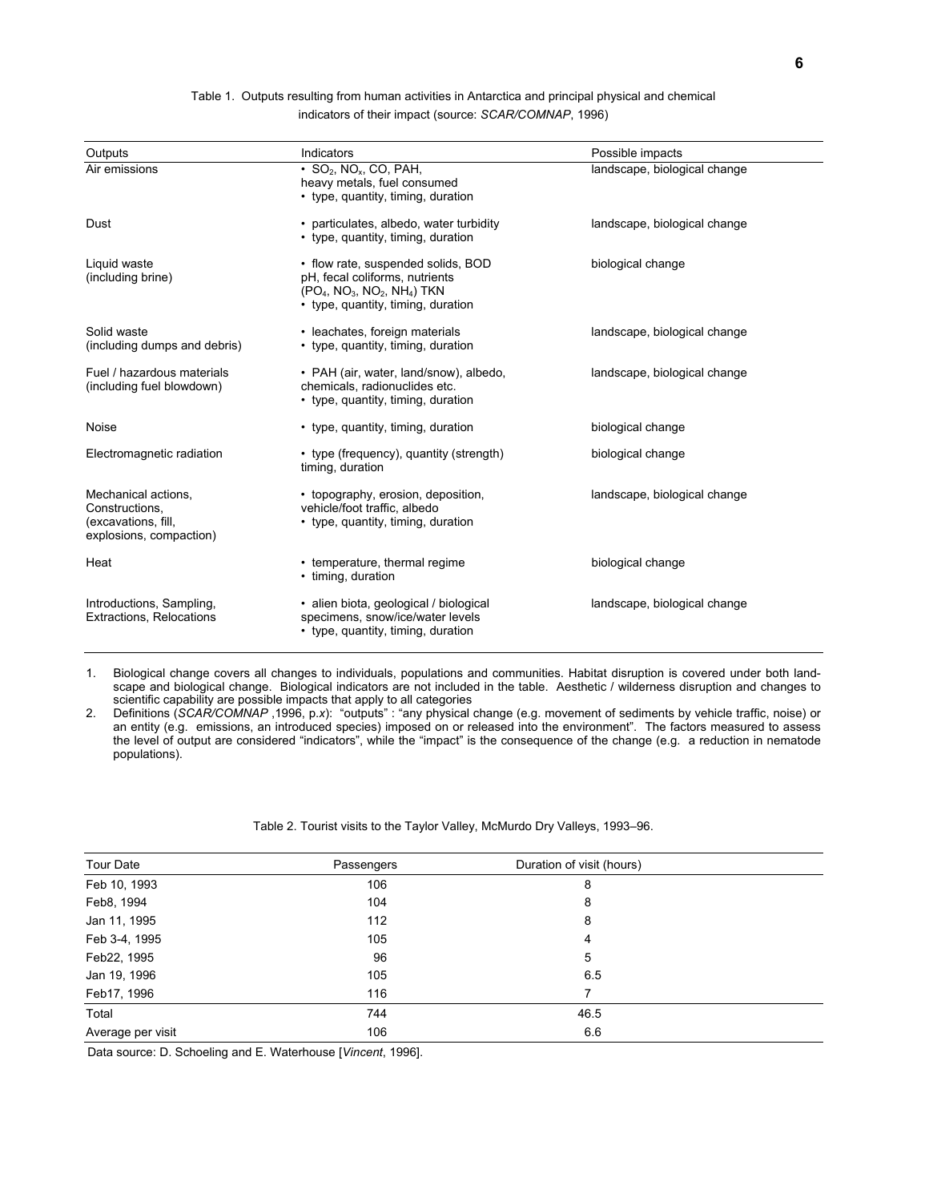Table 1. Outputs resulting from human activities in Antarctica and principal physical and chemical indicators of their impact (source: *SCAR/COMNAP*, 1996)

| Outputs | Indicators | Possible impacts |
|---|---|---|
| Air emissions | • $SO_2$, $NO_x$, CO, PAH, heavy metals, fuel consumed<br>• type, quantity, timing, duration | landscape, biological change |
| Dust | • particulates, albedo, water turbidity<br>• type, quantity, timing, duration | landscape, biological change |
| Liquid waste (including brine) | • flow rate, suspended solids, BOD pH, fecal coliforms, nutrients ($PO_4$, $NO_3$, $NO_2$, $NH_4$) TKN<br>• type, quantity, timing, duration | biological change |
| Solid waste (including dumps and debris) | • leachates, foreign materials<br>• type, quantity, timing, duration | landscape, biological change |
| Fuel / hazardous materials (including fuel blowdown) | • PAH (air, water, land/snow), albedo, chemicals, radionuclides etc.<br>• type, quantity, timing, duration | landscape, biological change |
| Noise | • type, quantity, timing, duration | biological change |
| Electromagnetic radiation | • type (frequency), quantity (strength) timing, duration | biological change |
| Mechanical actions, Constructions, (excavations, fill, explosions, compaction) | • topography, erosion, deposition, vehicle/foot traffic, albedo<br>• type, quantity, timing, duration | landscape, biological change |
| Heat | • temperature, thermal regime<br>• timing, duration | biological change |
| Introductions, Sampling, Extractions, Relocations | • alien biota, geological / biological specimens, snow/ice/water levels<br>• type, quantity, timing, duration | landscape, biological change |

1. Biological change covers all changes to individuals, populations and communities. Habitat disruption is covered under both landscape and biological change. Biological indicators are not included in the table. Aesthetic / wilderness disruption and changes to scientific capability are possible impacts that apply to all categories
2. Definitions (*SCAR/COMNAP* ,1996, p.x): "outputs" : "any physical change (e.g. movement of sediments by vehicle traffic, noise) or an entity (e.g. emissions, an introduced species) imposed on or released into the environment". The factors measured to assess the level of output are considered "indicators", while the "impact" is the consequence of the change (e.g. a reduction in nematode populations).

Table 2. Tourist visits to the Taylor Valley, McMurdo Dry Valleys, 1993–96.

| Tour Date | Passengers | Duration of visit (hours) |
|---|---|---|
| Feb 10, 1993 | 106 | 8 |
| Feb8, 1994 | 104 | 8 |
| Jan 11, 1995 | 112 | 8 |
| Feb 3-4, 1995 | 105 | 4 |
| Feb22, 1995 | 96 | 5 |
| Jan 19, 1996 | 105 | 6.5 |
| Feb17, 1996 | 116 | 7 |
| Total | 744 | 46.5 |
| Average per visit | 106 | 6.6 |

Data source: D. Schoeling and E. Waterhouse [*Vincent*, 1996].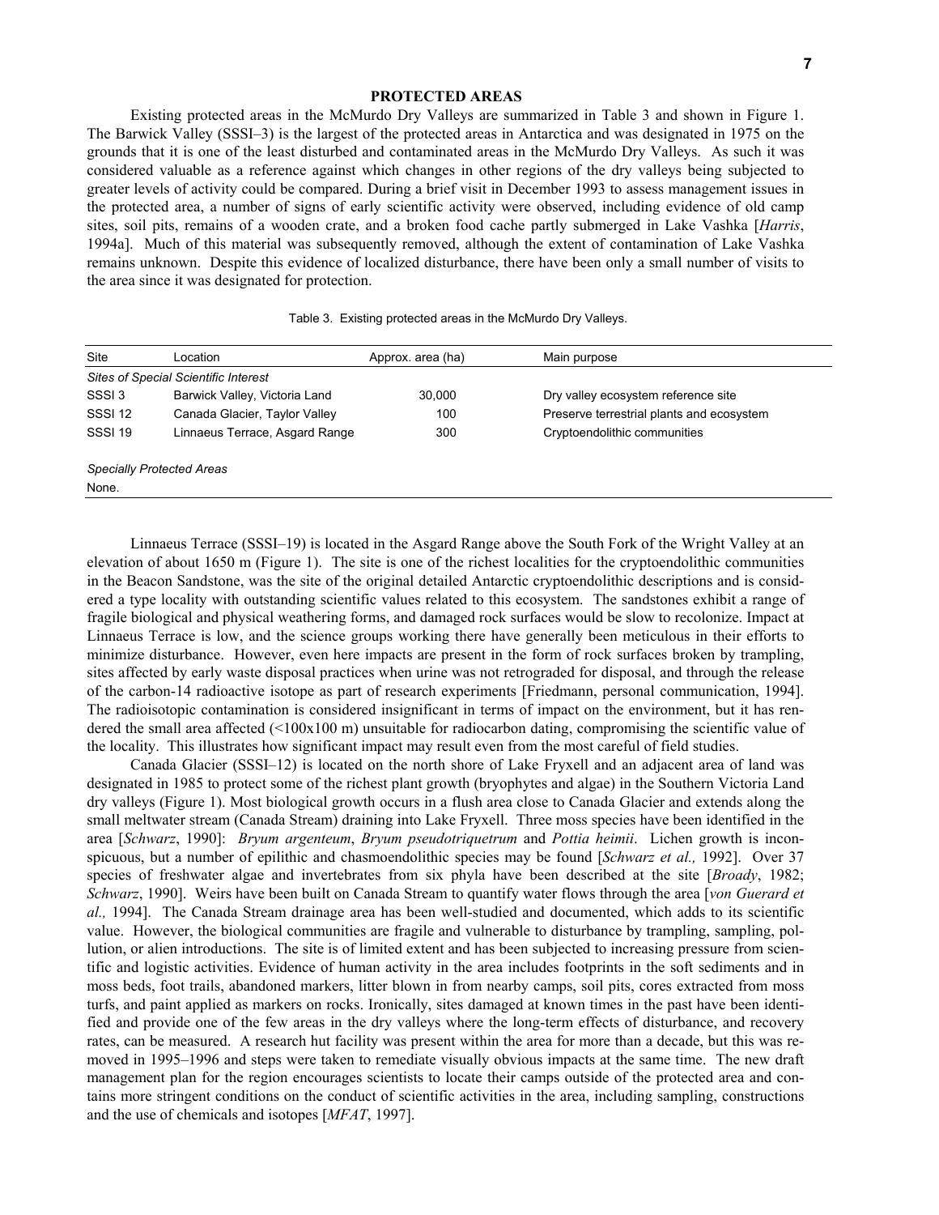## PROTECTED AREAS

Existing protected areas in the McMurdo Dry Valleys are summarized in Table 3 and shown in Figure 1. The Barwick Valley (SSSI–3) is the largest of the protected areas in Antarctica and was designated in 1975 on the grounds that it is one of the least disturbed and contaminated areas in the McMurdo Dry Valleys. As such it was considered valuable as a reference against which changes in other regions of the dry valleys being subjected to greater levels of activity could be compared. During a brief visit in December 1993 to assess management issues in the protected area, a number of signs of early scientific activity were observed, including evidence of old camp sites, soil pits, remains of a wooden crate, and a broken food cache partly submerged in Lake Vashka [*Harris*, 1994a]. Much of this material was subsequently removed, although the extent of contamination of Lake Vashka remains unknown. Despite this evidence of localized disturbance, there have been only a small number of visits to the area since it was designated for protection.

Table 3. Existing protected areas in the McMurdo Dry Valleys.

| Site | Location | Approx. area (ha) | Main purpose |
|---|---|---|---|
| *Sites of Special Scientific Interest* | | | |
| SSSI 3 | Barwick Valley, Victoria Land | 30,000 | Dry valley ecosystem reference site |
| SSSI 12 | Canada Glacier, Taylor Valley | 100 | Preserve terrestrial plants and ecosystem |
| SSSI 19 | Linnaeus Terrace, Asgard Range | 300 | Cryptoendolithic communities |
| *Specially Protected Areas* | | | |
| None. | | | |

Linnaeus Terrace (SSSI–19) is located in the Asgard Range above the South Fork of the Wright Valley at an elevation of about 1650 m (Figure 1). The site is one of the richest localities for the cryptoendolithic communities in the Beacon Sandstone, was the site of the original detailed Antarctic cryptoendolithic descriptions and is considered a type locality with outstanding scientific values related to this ecosystem. The sandstones exhibit a range of fragile biological and physical weathering forms, and damaged rock surfaces would be slow to recolonize. Impact at Linnaeus Terrace is low, and the science groups working there have generally been meticulous in their efforts to minimize disturbance. However, even here impacts are present in the form of rock surfaces broken by trampling, sites affected by early waste disposal practices when urine was not retrograded for disposal, and through the release of the carbon-14 radioactive isotope as part of research experiments [Friedmann, personal communication, 1994]. The radioisotopic contamination is considered insignificant in terms of impact on the environment, but it has rendered the small area affected (<100x100 m) unsuitable for radiocarbon dating, compromising the scientific value of the locality. This illustrates how significant impact may result even from the most careful of field studies.

Canada Glacier (SSSI–12) is located on the north shore of Lake Fryxell and an adjacent area of land was designated in 1985 to protect some of the richest plant growth (bryophytes and algae) in the Southern Victoria Land dry valleys (Figure 1). Most biological growth occurs in a flush area close to Canada Glacier and extends along the small meltwater stream (Canada Stream) draining into Lake Fryxell. Three moss species have been identified in the area [*Schwarz*, 1990]: *Bryum argenteum*, *Bryum pseudotriquetrum* and *Pottia heimii*. Lichen growth is inconspicuous, but a number of epilithic and chasmoendolithic species may be found [*Schwarz et al.,* 1992]. Over 37 species of freshwater algae and invertebrates from six phyla have been described at the site [*Broady*, 1982; *Schwarz*, 1990]. Weirs have been built on Canada Stream to quantify water flows through the area [*von Guerard et al.,* 1994]. The Canada Stream drainage area has been well-studied and documented, which adds to its scientific value. However, the biological communities are fragile and vulnerable to disturbance by trampling, sampling, pollution, or alien introductions. The site is of limited extent and has been subjected to increasing pressure from scientific and logistic activities. Evidence of human activity in the area includes footprints in the soft sediments and in moss beds, foot trails, abandoned markers, litter blown in from nearby camps, soil pits, cores extracted from moss turfs, and paint applied as markers on rocks. Ironically, sites damaged at known times in the past have been identified and provide one of the few areas in the dry valleys where the long-term effects of disturbance, and recovery rates, can be measured. A research hut facility was present within the area for more than a decade, but this was removed in 1995–1996 and steps were taken to remediate visually obvious impacts at the same time. The new draft management plan for the region encourages scientists to locate their camps outside of the protected area and contains more stringent conditions on the conduct of scientific activities in the area, including sampling, constructions and the use of chemicals and isotopes [*MFAT*, 1997].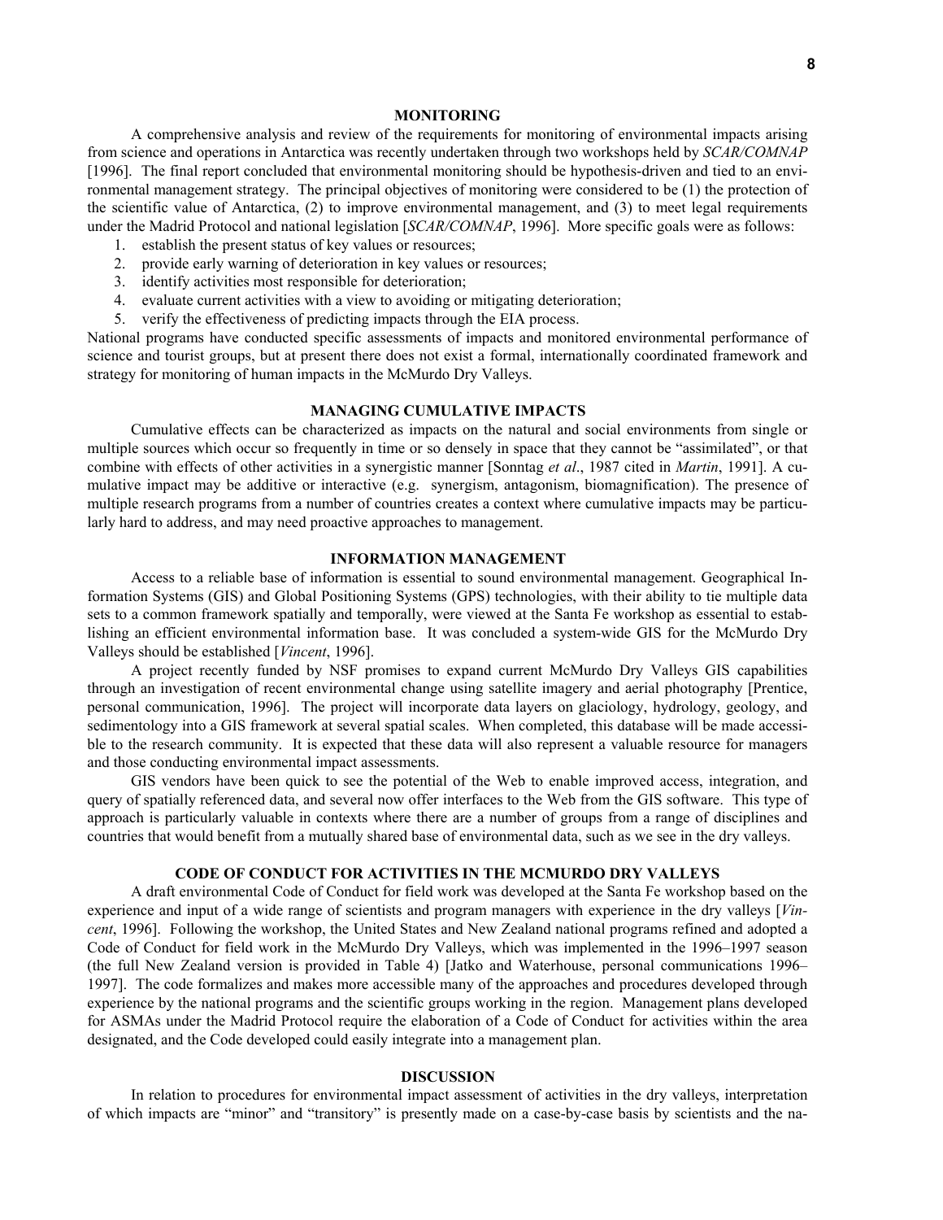## MONITORING

A comprehensive analysis and review of the requirements for monitoring of environmental impacts arising from science and operations in Antarctica was recently undertaken through two workshops held by *SCAR/COMNAP* [1996]. The final report concluded that environmental monitoring should be hypothesis-driven and tied to an environmental management strategy. The principal objectives of monitoring were considered to be (1) the protection of the scientific value of Antarctica, (2) to improve environmental management, and (3) to meet legal requirements under the Madrid Protocol and national legislation [*SCAR/COMNAP*, 1996]. More specific goals were as follows:

1. establish the present status of key values or resources;
2. provide early warning of deterioration in key values or resources;
3. identify activities most responsible for deterioration;
4. evaluate current activities with a view to avoiding or mitigating deterioration;
5. verify the effectiveness of predicting impacts through the EIA process.

National programs have conducted specific assessments of impacts and monitored environmental performance of science and tourist groups, but at present there does not exist a formal, internationally coordinated framework and strategy for monitoring of human impacts in the McMurdo Dry Valleys.

## MANAGING CUMULATIVE IMPACTS

Cumulative effects can be characterized as impacts on the natural and social environments from single or multiple sources which occur so frequently in time or so densely in space that they cannot be "assimilated", or that combine with effects of other activities in a synergistic manner [Sonntag *et al*., 1987 cited in *Martin*, 1991]. A cumulative impact may be additive or interactive (e.g. synergism, antagonism, biomagnification). The presence of multiple research programs from a number of countries creates a context where cumulative impacts may be particularly hard to address, and may need proactive approaches to management.

## INFORMATION MANAGEMENT

Access to a reliable base of information is essential to sound environmental management. Geographical Information Systems (GIS) and Global Positioning Systems (GPS) technologies, with their ability to tie multiple data sets to a common framework spatially and temporally, were viewed at the Santa Fe workshop as essential to establishing an efficient environmental information base. It was concluded a system-wide GIS for the McMurdo Dry Valleys should be established [*Vincent*, 1996].

A project recently funded by NSF promises to expand current McMurdo Dry Valleys GIS capabilities through an investigation of recent environmental change using satellite imagery and aerial photography [Prentice, personal communication, 1996]. The project will incorporate data layers on glaciology, hydrology, geology, and sedimentology into a GIS framework at several spatial scales. When completed, this database will be made accessible to the research community. It is expected that these data will also represent a valuable resource for managers and those conducting environmental impact assessments.

GIS vendors have been quick to see the potential of the Web to enable improved access, integration, and query of spatially referenced data, and several now offer interfaces to the Web from the GIS software. This type of approach is particularly valuable in contexts where there are a number of groups from a range of disciplines and countries that would benefit from a mutually shared base of environmental data, such as we see in the dry valleys.

## CODE OF CONDUCT FOR ACTIVITIES IN THE MCMURDO DRY VALLEYS

A draft environmental Code of Conduct for field work was developed at the Santa Fe workshop based on the experience and input of a wide range of scientists and program managers with experience in the dry valleys [*Vincent*, 1996]. Following the workshop, the United States and New Zealand national programs refined and adopted a Code of Conduct for field work in the McMurdo Dry Valleys, which was implemented in the 1996–1997 season (the full New Zealand version is provided in Table 4) [Jatko and Waterhouse, personal communications 1996–1997]. The code formalizes and makes more accessible many of the approaches and procedures developed through experience by the national programs and the scientific groups working in the region. Management plans developed for ASMAs under the Madrid Protocol require the elaboration of a Code of Conduct for activities within the area designated, and the Code developed could easily integrate into a management plan.

## DISCUSSION

In relation to procedures for environmental impact assessment of activities in the dry valleys, interpretation of which impacts are "minor" and "transitory" is presently made on a case-by-case basis by scientists and the na-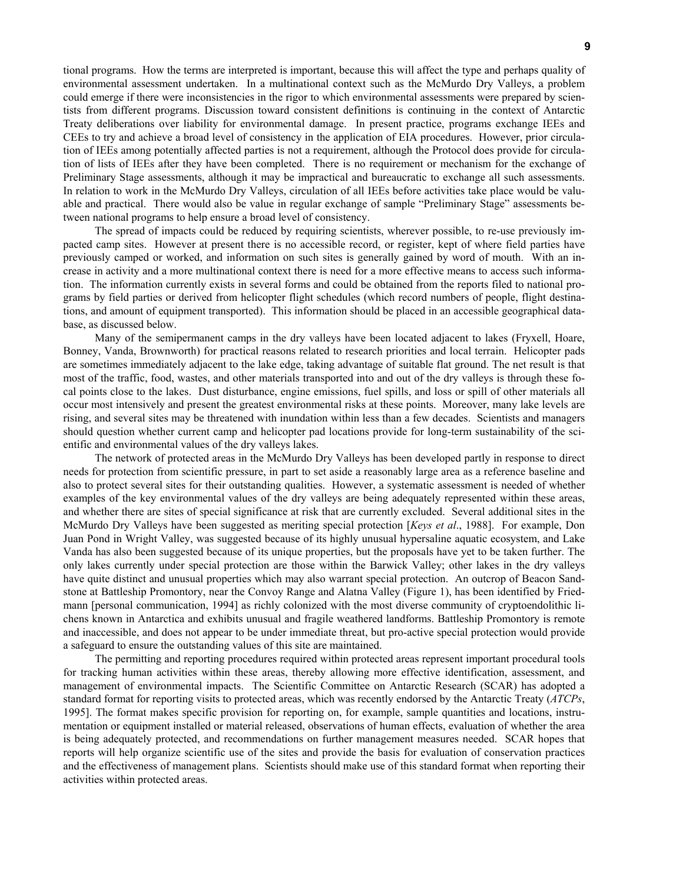tional programs. How the terms are interpreted is important, because this will affect the type and perhaps quality of environmental assessment undertaken. In a multinational context such as the McMurdo Dry Valleys, a problem could emerge if there were inconsistencies in the rigor to which environmental assessments were prepared by scientists from different programs. Discussion toward consistent definitions is continuing in the context of Antarctic Treaty deliberations over liability for environmental damage. In present practice, programs exchange IEEs and CEEs to try and achieve a broad level of consistency in the application of EIA procedures. However, prior circulation of IEEs among potentially affected parties is not a requirement, although the Protocol does provide for circulation of lists of IEEs after they have been completed. There is no requirement or mechanism for the exchange of Preliminary Stage assessments, although it may be impractical and bureaucratic to exchange all such assessments. In relation to work in the McMurdo Dry Valleys, circulation of all IEEs before activities take place would be valuable and practical. There would also be value in regular exchange of sample "Preliminary Stage" assessments between national programs to help ensure a broad level of consistency.

The spread of impacts could be reduced by requiring scientists, wherever possible, to re-use previously impacted camp sites. However at present there is no accessible record, or register, kept of where field parties have previously camped or worked, and information on such sites is generally gained by word of mouth. With an increase in activity and a more multinational context there is need for a more effective means to access such information. The information currently exists in several forms and could be obtained from the reports filed to national programs by field parties or derived from helicopter flight schedules (which record numbers of people, flight destinations, and amount of equipment transported). This information should be placed in an accessible geographical database, as discussed below.

Many of the semipermanent camps in the dry valleys have been located adjacent to lakes (Fryxell, Hoare, Bonney, Vanda, Brownworth) for practical reasons related to research priorities and local terrain. Helicopter pads are sometimes immediately adjacent to the lake edge, taking advantage of suitable flat ground. The net result is that most of the traffic, food, wastes, and other materials transported into and out of the dry valleys is through these focal points close to the lakes. Dust disturbance, engine emissions, fuel spills, and loss or spill of other materials all occur most intensively and present the greatest environmental risks at these points. Moreover, many lake levels are rising, and several sites may be threatened with inundation within less than a few decades. Scientists and managers should question whether current camp and helicopter pad locations provide for long-term sustainability of the scientific and environmental values of the dry valleys lakes.

The network of protected areas in the McMurdo Dry Valleys has been developed partly in response to direct needs for protection from scientific pressure, in part to set aside a reasonably large area as a reference baseline and also to protect several sites for their outstanding qualities. However, a systematic assessment is needed of whether examples of the key environmental values of the dry valleys are being adequately represented within these areas, and whether there are sites of special significance at risk that are currently excluded. Several additional sites in the McMurdo Dry Valleys have been suggested as meriting special protection [*Keys et al*., 1988]. For example, Don Juan Pond in Wright Valley, was suggested because of its highly unusual hypersaline aquatic ecosystem, and Lake Vanda has also been suggested because of its unique properties, but the proposals have yet to be taken further. The only lakes currently under special protection are those within the Barwick Valley; other lakes in the dry valleys have quite distinct and unusual properties which may also warrant special protection. An outcrop of Beacon Sandstone at Battleship Promontory, near the Convoy Range and Alatna Valley (Figure 1), has been identified by Friedmann [personal communication, 1994] as richly colonized with the most diverse community of cryptoendolithic lichens known in Antarctica and exhibits unusual and fragile weathered landforms. Battleship Promontory is remote and inaccessible, and does not appear to be under immediate threat, but pro-active special protection would provide a safeguard to ensure the outstanding values of this site are maintained.

The permitting and reporting procedures required within protected areas represent important procedural tools for tracking human activities within these areas, thereby allowing more effective identification, assessment, and management of environmental impacts. The Scientific Committee on Antarctic Research (SCAR) has adopted a standard format for reporting visits to protected areas, which was recently endorsed by the Antarctic Treaty (*ATCPs*, 1995]. The format makes specific provision for reporting on, for example, sample quantities and locations, instrumentation or equipment installed or material released, observations of human effects, evaluation of whether the area is being adequately protected, and recommendations on further management measures needed. SCAR hopes that reports will help organize scientific use of the sites and provide the basis for evaluation of conservation practices and the effectiveness of management plans. Scientists should make use of this standard format when reporting their activities within protected areas.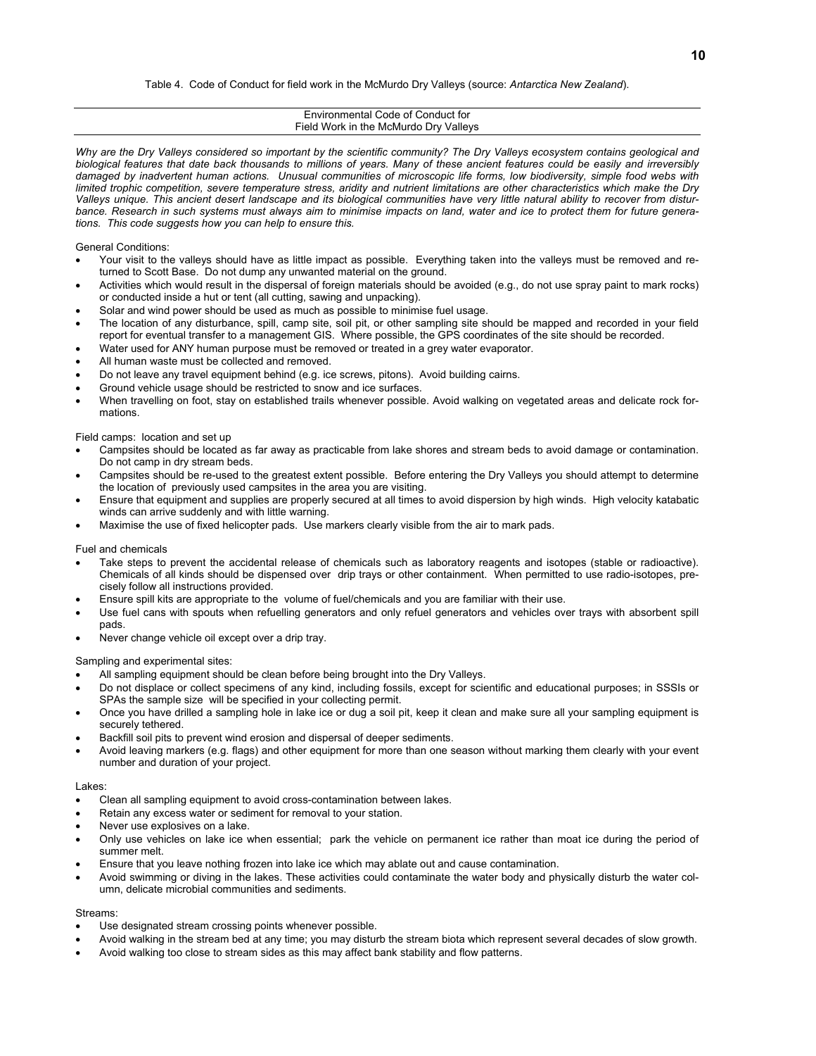Table 4. Code of Conduct for field work in the McMurdo Dry Valleys (source: *Antarctica New Zealand*).

Environmental Code of Conduct for
Field Work in the McMurdo Dry Valleys

*Why are the Dry Valleys considered so important by the scientific community? The Dry Valleys ecosystem contains geological and biological features that date back thousands to millions of years. Many of these ancient features could be easily and irreversibly damaged by inadvertent human actions. Unusual communities of microscopic life forms, low biodiversity, simple food webs with limited trophic competition, severe temperature stress, aridity and nutrient limitations are other characteristics which make the Dry Valleys unique. This ancient desert landscape and its biological communities have very little natural ability to recover from disturbance. Research in such systems must always aim to minimise impacts on land, water and ice to protect them for future generations. This code suggests how you can help to ensure this.*

General Conditions:

- Your visit to the valleys should have as little impact as possible. Everything taken into the valleys must be removed and returned to Scott Base. Do not dump any unwanted material on the ground.
- Activities which would result in the dispersal of foreign materials should be avoided (e.g., do not use spray paint to mark rocks) or conducted inside a hut or tent (all cutting, sawing and unpacking).
- Solar and wind power should be used as much as possible to minimise fuel usage.
- The location of any disturbance, spill, camp site, soil pit, or other sampling site should be mapped and recorded in your field report for eventual transfer to a management GIS. Where possible, the GPS coordinates of the site should be recorded.
- Water used for ANY human purpose must be removed or treated in a grey water evaporator.
- All human waste must be collected and removed.
- Do not leave any travel equipment behind (e.g. ice screws, pitons). Avoid building cairns.
- Ground vehicle usage should be restricted to snow and ice surfaces.
- When travelling on foot, stay on established trails whenever possible. Avoid walking on vegetated areas and delicate rock formations.

Field camps: location and set up

- Campsites should be located as far away as practicable from lake shores and stream beds to avoid damage or contamination. Do not camp in dry stream beds.
- Campsites should be re-used to the greatest extent possible. Before entering the Dry Valleys you should attempt to determine the location of previously used campsites in the area you are visiting.
- Ensure that equipment and supplies are properly secured at all times to avoid dispersion by high winds. High velocity katabatic winds can arrive suddenly and with little warning.
- Maximise the use of fixed helicopter pads. Use markers clearly visible from the air to mark pads.

Fuel and chemicals

- Take steps to prevent the accidental release of chemicals such as laboratory reagents and isotopes (stable or radioactive). Chemicals of all kinds should be dispensed over drip trays or other containment. When permitted to use radio-isotopes, precisely follow all instructions provided.
- Ensure spill kits are appropriate to the volume of fuel/chemicals and you are familiar with their use.
- Use fuel cans with spouts when refuelling generators and only refuel generators and vehicles over trays with absorbent spill pads.
- Never change vehicle oil except over a drip tray.

Sampling and experimental sites:

- All sampling equipment should be clean before being brought into the Dry Valleys.
- Do not displace or collect specimens of any kind, including fossils, except for scientific and educational purposes; in SSSIs or SPAs the sample size will be specified in your collecting permit.
- Once you have drilled a sampling hole in lake ice or dug a soil pit, keep it clean and make sure all your sampling equipment is securely tethered.
- Backfill soil pits to prevent wind erosion and dispersal of deeper sediments.
- Avoid leaving markers (e.g. flags) and other equipment for more than one season without marking them clearly with your event number and duration of your project.

Lakes:

- Clean all sampling equipment to avoid cross-contamination between lakes.
- Retain any excess water or sediment for removal to your station.
- Never use explosives on a lake.
- Only use vehicles on lake ice when essential; park the vehicle on permanent ice rather than moat ice during the period of summer melt.
- Ensure that you leave nothing frozen into lake ice which may ablate out and cause contamination.
- Avoid swimming or diving in the lakes. These activities could contaminate the water body and physically disturb the water column, delicate microbial communities and sediments.

Streams:

- Use designated stream crossing points whenever possible.
- Avoid walking in the stream bed at any time; you may disturb the stream biota which represent several decades of slow growth.
- Avoid walking too close to stream sides as this may affect bank stability and flow patterns.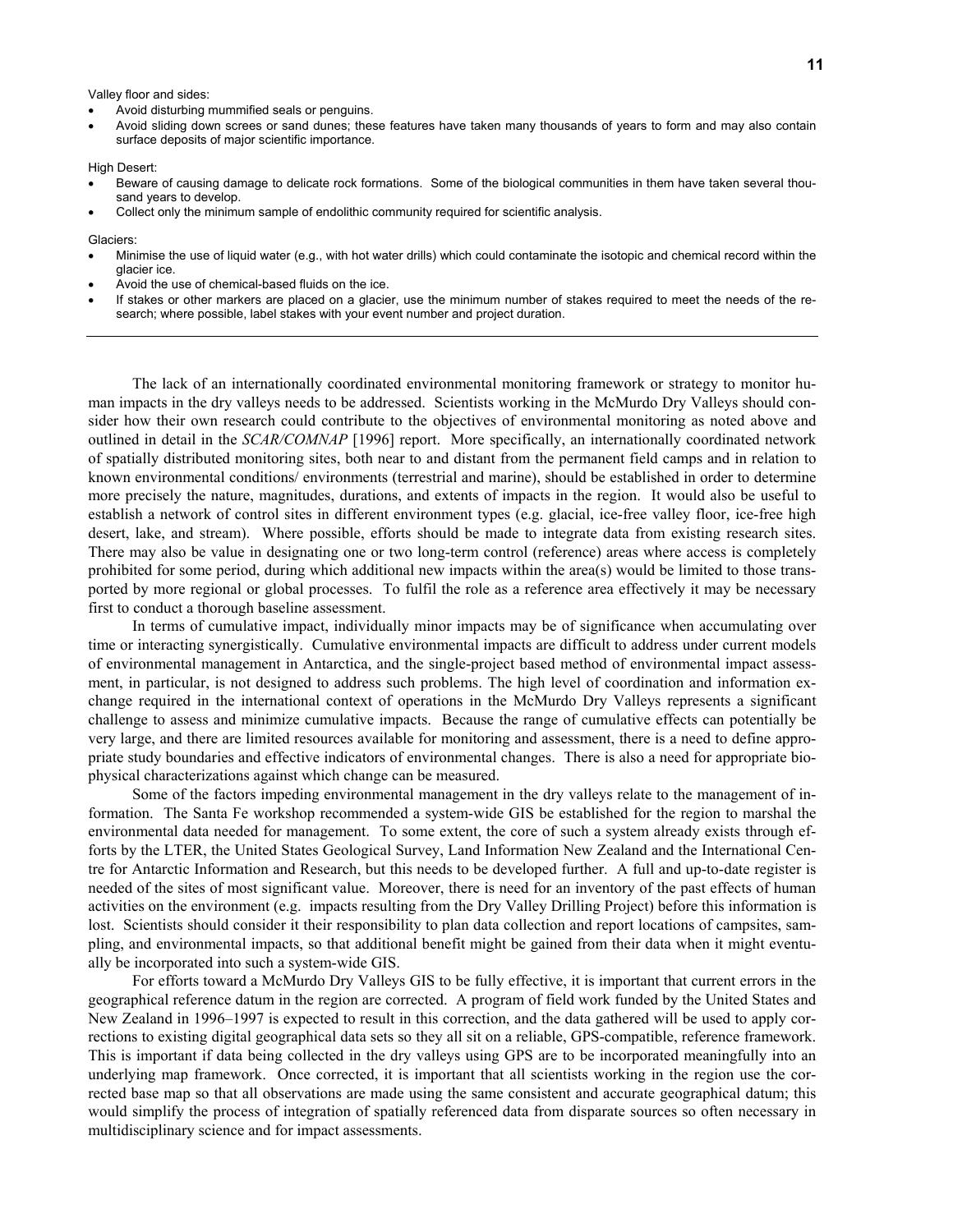Valley floor and sides:

- Avoid disturbing mummified seals or penguins.
- Avoid sliding down screes or sand dunes; these features have taken many thousands of years to form and may also contain surface deposits of major scientific importance.

High Desert:

- Beware of causing damage to delicate rock formations. Some of the biological communities in them have taken several thousand years to develop.
- Collect only the minimum sample of endolithic community required for scientific analysis.

Glaciers:

- Minimise the use of liquid water (e.g., with hot water drills) which could contaminate the isotopic and chemical record within the glacier ice.
- Avoid the use of chemical-based fluids on the ice.
- If stakes or other markers are placed on a glacier, use the minimum number of stakes required to meet the needs of the research; where possible, label stakes with your event number and project duration.

---

The lack of an internationally coordinated environmental monitoring framework or strategy to monitor human impacts in the dry valleys needs to be addressed. Scientists working in the McMurdo Dry Valleys should consider how their own research could contribute to the objectives of environmental monitoring as noted above and outlined in detail in the *SCAR/COMNAP* [1996] report. More specifically, an internationally coordinated network of spatially distributed monitoring sites, both near to and distant from the permanent field camps and in relation to known environmental conditions/ environments (terrestrial and marine), should be established in order to determine more precisely the nature, magnitudes, durations, and extents of impacts in the region. It would also be useful to establish a network of control sites in different environment types (e.g. glacial, ice-free valley floor, ice-free high desert, lake, and stream). Where possible, efforts should be made to integrate data from existing research sites. There may also be value in designating one or two long-term control (reference) areas where access is completely prohibited for some period, during which additional new impacts within the area(s) would be limited to those transported by more regional or global processes. To fulfil the role as a reference area effectively it may be necessary first to conduct a thorough baseline assessment.

In terms of cumulative impact, individually minor impacts may be of significance when accumulating over time or interacting synergistically. Cumulative environmental impacts are difficult to address under current models of environmental management in Antarctica, and the single-project based method of environmental impact assessment, in particular, is not designed to address such problems. The high level of coordination and information exchange required in the international context of operations in the McMurdo Dry Valleys represents a significant challenge to assess and minimize cumulative impacts. Because the range of cumulative effects can potentially be very large, and there are limited resources available for monitoring and assessment, there is a need to define appropriate study boundaries and effective indicators of environmental changes. There is also a need for appropriate biophysical characterizations against which change can be measured.

Some of the factors impeding environmental management in the dry valleys relate to the management of information. The Santa Fe workshop recommended a system-wide GIS be established for the region to marshal the environmental data needed for management. To some extent, the core of such a system already exists through efforts by the LTER, the United States Geological Survey, Land Information New Zealand and the International Centre for Antarctic Information and Research, but this needs to be developed further. A full and up-to-date register is needed of the sites of most significant value. Moreover, there is need for an inventory of the past effects of human activities on the environment (e.g. impacts resulting from the Dry Valley Drilling Project) before this information is lost. Scientists should consider it their responsibility to plan data collection and report locations of campsites, sampling, and environmental impacts, so that additional benefit might be gained from their data when it might eventually be incorporated into such a system-wide GIS.

For efforts toward a McMurdo Dry Valleys GIS to be fully effective, it is important that current errors in the geographical reference datum in the region are corrected. A program of field work funded by the United States and New Zealand in 1996–1997 is expected to result in this correction, and the data gathered will be used to apply corrections to existing digital geographical data sets so they all sit on a reliable, GPS-compatible, reference framework. This is important if data being collected in the dry valleys using GPS are to be incorporated meaningfully into an underlying map framework. Once corrected, it is important that all scientists working in the region use the corrected base map so that all observations are made using the same consistent and accurate geographical datum; this would simplify the process of integration of spatially referenced data from disparate sources so often necessary in multidisciplinary science and for impact assessments.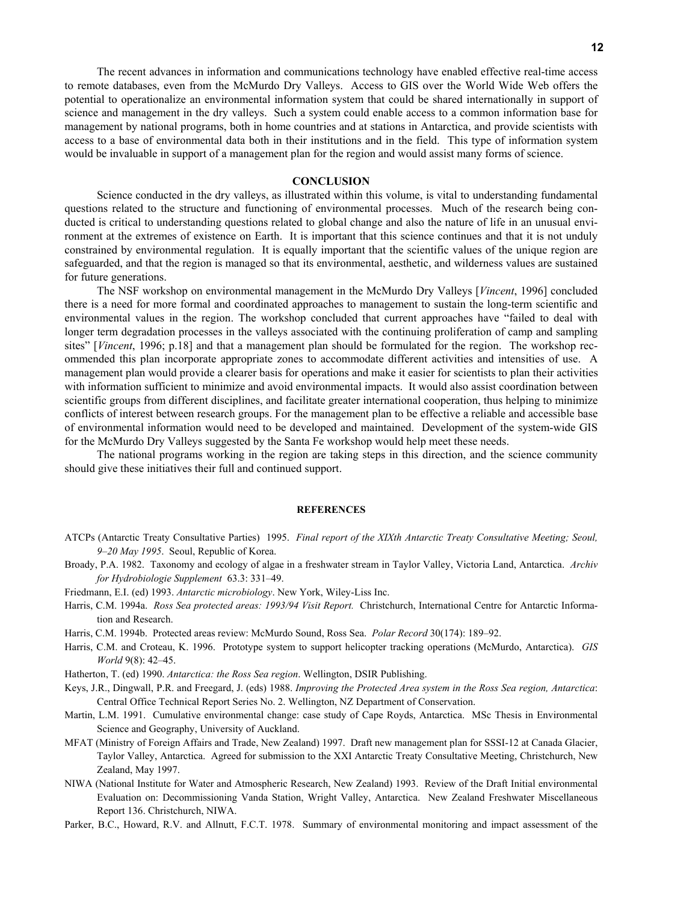The recent advances in information and communications technology have enabled effective real-time access to remote databases, even from the McMurdo Dry Valleys. Access to GIS over the World Wide Web offers the potential to operationalize an environmental information system that could be shared internationally in support of science and management in the dry valleys. Such a system could enable access to a common information base for management by national programs, both in home countries and at stations in Antarctica, and provide scientists with access to a base of environmental data both in their institutions and in the field. This type of information system would be invaluable in support of a management plan for the region and would assist many forms of science.

## CONCLUSION

Science conducted in the dry valleys, as illustrated within this volume, is vital to understanding fundamental questions related to the structure and functioning of environmental processes. Much of the research being conducted is critical to understanding questions related to global change and also the nature of life in an unusual environment at the extremes of existence on Earth. It is important that this science continues and that it is not unduly constrained by environmental regulation. It is equally important that the scientific values of the unique region are safeguarded, and that the region is managed so that its environmental, aesthetic, and wilderness values are sustained for future generations.

The NSF workshop on environmental management in the McMurdo Dry Valleys [*Vincent*, 1996] concluded there is a need for more formal and coordinated approaches to management to sustain the long-term scientific and environmental values in the region. The workshop concluded that current approaches have "failed to deal with longer term degradation processes in the valleys associated with the continuing proliferation of camp and sampling sites" [*Vincent*, 1996; p.18] and that a management plan should be formulated for the region. The workshop recommended this plan incorporate appropriate zones to accommodate different activities and intensities of use. A management plan would provide a clearer basis for operations and make it easier for scientists to plan their activities with information sufficient to minimize and avoid environmental impacts. It would also assist coordination between scientific groups from different disciplines, and facilitate greater international cooperation, thus helping to minimize conflicts of interest between research groups. For the management plan to be effective a reliable and accessible base of environmental information would need to be developed and maintained. Development of the system-wide GIS for the McMurdo Dry Valleys suggested by the Santa Fe workshop would help meet these needs.

The national programs working in the region are taking steps in this direction, and the science community should give these initiatives their full and continued support.

## REFERENCES

ATCPs (Antarctic Treaty Consultative Parties) 1995. *Final report of the XIXth Antarctic Treaty Consultative Meeting; Seoul, 9–20 May 1995*. Seoul, Republic of Korea.

Broady, P.A. 1982. Taxonomy and ecology of algae in a freshwater stream in Taylor Valley, Victoria Land, Antarctica. *Archiv for Hydrobiologie Supplement* 63.3: 331–49.

Friedmann, E.I. (ed) 1993. *Antarctic microbiology*. New York, Wiley-Liss Inc.

Harris, C.M. 1994a. *Ross Sea protected areas: 1993/94 Visit Report.* Christchurch, International Centre for Antarctic Information and Research.

Harris, C.M. 1994b. Protected areas review: McMurdo Sound, Ross Sea. *Polar Record* 30(174): 189–92.

Harris, C.M. and Croteau, K. 1996. Prototype system to support helicopter tracking operations (McMurdo, Antarctica). *GIS World* 9(8): 42–45.

Hatherton, T. (ed) 1990. *Antarctica: the Ross Sea region*. Wellington, DSIR Publishing.

Keys, J.R., Dingwall, P.R. and Freegard, J. (eds) 1988. *Improving the Protected Area system in the Ross Sea region, Antarctica*: Central Office Technical Report Series No. 2. Wellington, NZ Department of Conservation.

Martin, L.M. 1991. Cumulative environmental change: case study of Cape Royds, Antarctica. MSc Thesis in Environmental Science and Geography, University of Auckland.

MFAT (Ministry of Foreign Affairs and Trade, New Zealand) 1997. Draft new management plan for SSSI-12 at Canada Glacier, Taylor Valley, Antarctica. Agreed for submission to the XXI Antarctic Treaty Consultative Meeting, Christchurch, New Zealand, May 1997.

NIWA (National Institute for Water and Atmospheric Research, New Zealand) 1993. Review of the Draft Initial environmental Evaluation on: Decommissioning Vanda Station, Wright Valley, Antarctica. New Zealand Freshwater Miscellaneous Report 136. Christchurch, NIWA.

Parker, B.C., Howard, R.V. and Allnutt, F.C.T. 1978. Summary of environmental monitoring and impact assessment of the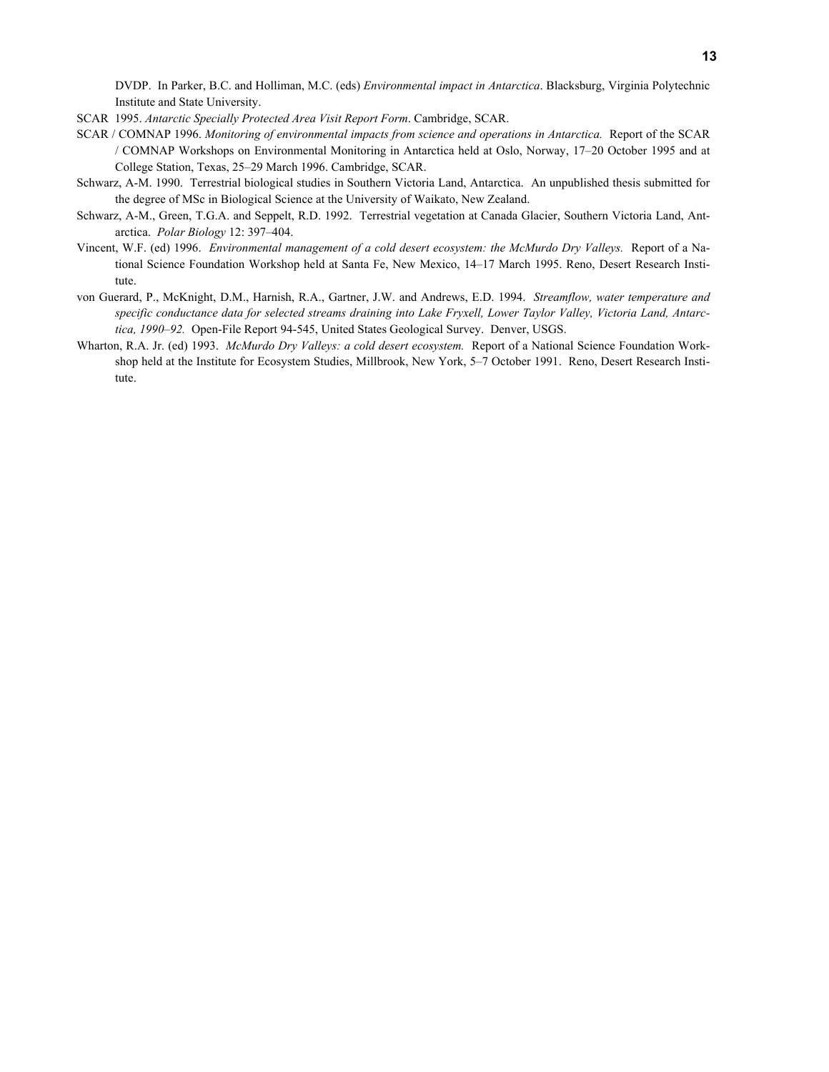DVDP. In Parker, B.C. and Holliman, M.C. (eds) *Environmental impact in Antarctica*. Blacksburg, Virginia Polytechnic Institute and State University.

SCAR 1995. *Antarctic Specially Protected Area Visit Report Form*. Cambridge, SCAR.

SCAR / COMNAP 1996. *Monitoring of environmental impacts from science and operations in Antarctica.* Report of the SCAR / COMNAP Workshops on Environmental Monitoring in Antarctica held at Oslo, Norway, 17–20 October 1995 and at College Station, Texas, 25–29 March 1996. Cambridge, SCAR.

Schwarz, A-M. 1990. Terrestrial biological studies in Southern Victoria Land, Antarctica. An unpublished thesis submitted for the degree of MSc in Biological Science at the University of Waikato, New Zealand.

Schwarz, A-M., Green, T.G.A. and Seppelt, R.D. 1992. Terrestrial vegetation at Canada Glacier, Southern Victoria Land, Antarctica. *Polar Biology* 12: 397–404.

Vincent, W.F. (ed) 1996. *Environmental management of a cold desert ecosystem: the McMurdo Dry Valleys.* Report of a National Science Foundation Workshop held at Santa Fe, New Mexico, 14–17 March 1995. Reno, Desert Research Institute.

von Guerard, P., McKnight, D.M., Harnish, R.A., Gartner, J.W. and Andrews, E.D. 1994. *Streamflow, water temperature and specific conductance data for selected streams draining into Lake Fryxell, Lower Taylor Valley, Victoria Land, Antarctica, 1990–92.* Open-File Report 94-545, United States Geological Survey. Denver, USGS.

Wharton, R.A. Jr. (ed) 1993. *McMurdo Dry Valleys: a cold desert ecosystem.* Report of a National Science Foundation Workshop held at the Institute for Ecosystem Studies, Millbrook, New York, 5–7 October 1991. Reno, Desert Research Institute.